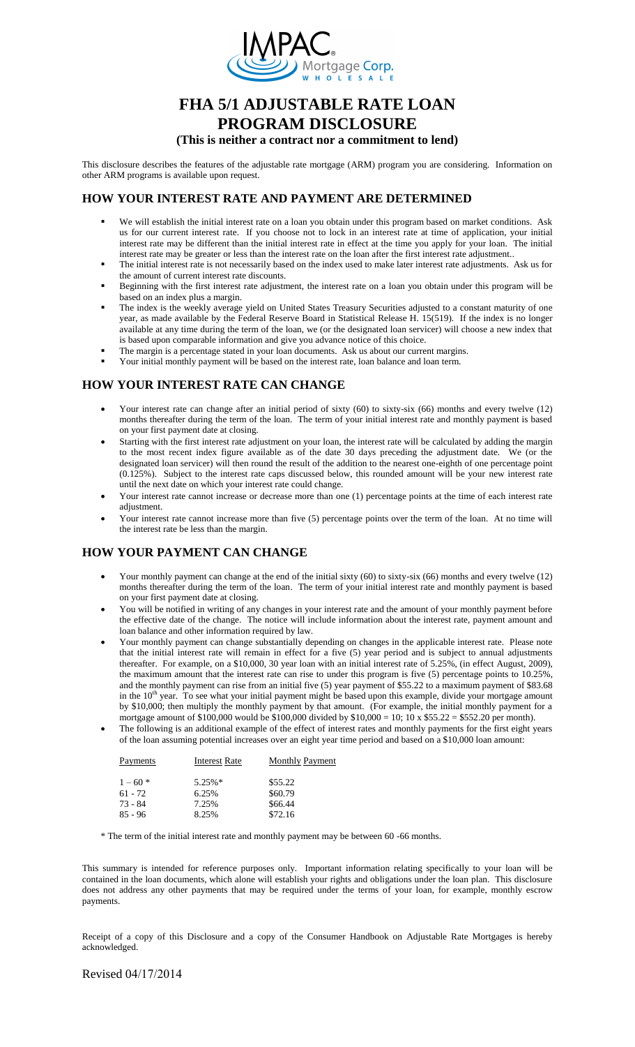IMPAC Mortgage Corp. WHOLESALE

# FHA 5/1 ADJUSTABLE RATE LOAN PROGRAM DISCLOSURE

**(This is neither a contract nor a commitment to lend)**

This disclosure describes the features of the adjustable rate mortgage (ARM) program you are considering. Information on other ARM programs is available upon request.

## HOW YOUR INTEREST RATE AND PAYMENT ARE DETERMINED

- We will establish the initial interest rate on a loan you obtain under this program based on market conditions. Ask us for our current interest rate. If you choose not to lock in an interest rate at time of application, your initial interest rate may be different than the initial interest rate in effect at the time you apply for your loan. The initial interest rate may be greater or less than the interest rate on the loan after the first interest rate adjustment..
- The initial interest rate is not necessarily based on the index used to make later interest rate adjustments. Ask us for the amount of current interest rate discounts.
- Beginning with the first interest rate adjustment, the interest rate on a loan you obtain under this program will be based on an index plus a margin.
- The index is the weekly average yield on United States Treasury Securities adjusted to a constant maturity of one year, as made available by the Federal Reserve Board in Statistical Release H. 15(519). If the index is no longer available at any time during the term of the loan, we (or the designated loan servicer) will choose a new index that is based upon comparable information and give you advance notice of this choice.
- The margin is a percentage stated in your loan documents. Ask us about our current margins.
- Your initial monthly payment will be based on the interest rate, loan balance and loan term.

## HOW YOUR INTEREST RATE CAN CHANGE

- Your interest rate can change after an initial period of sixty (60) to sixty-six (66) months and every twelve (12) months thereafter during the term of the loan. The term of your initial interest rate and monthly payment is based on your first payment date at closing.
- Starting with the first interest rate adjustment on your loan, the interest rate will be calculated by adding the margin to the most recent index figure available as of the date 30 days preceding the adjustment date. We (or the designated loan servicer) will then round the result of the addition to the nearest one-eighth of one percentage point (0.125%). Subject to the interest rate caps discussed below, this rounded amount will be your new interest rate until the next date on which your interest rate could change.
- Your interest rate cannot increase or decrease more than one (1) percentage points at the time of each interest rate adjustment.
- Your interest rate cannot increase more than five (5) percentage points over the term of the loan. At no time will the interest rate be less than the margin.

## HOW YOUR PAYMENT CAN CHANGE

- Your monthly payment can change at the end of the initial sixty (60) to sixty-six (66) months and every twelve (12) months thereafter during the term of the loan. The term of your initial interest rate and monthly payment is based on your first payment date at closing.
- You will be notified in writing of any changes in your interest rate and the amount of your monthly payment before the effective date of the change. The notice will include information about the interest rate, payment amount and loan balance and other information required by law.
- Your monthly payment can change substantially depending on changes in the applicable interest rate. Please note that the initial interest rate will remain in effect for a five (5) year period and is subject to annual adjustments thereafter. For example, on a $10,000, 30 year loan with an initial interest rate of 5.25%, (in effect August, 2009), the maximum amount that the interest rate can rise to under this program is five (5) percentage points to 10.25%, and the monthly payment can rise from an initial five (5) year payment of $55.22 to a maximum payment of $83.68 in the 10th year. To see what your initial payment might be based upon this example, divide your mortgage amount by $10,000; then multiply the monthly payment by that amount. (For example, the initial monthly payment for a mortgage amount of $100,000 would be $100,000 divided by $10,000 = 10; 10 x $55.22 = $552.20 per month).
- The following is an additional example of the effect of interest rates and monthly payments for the first eight years of the loan assuming potential increases over an eight year time period and based on a $10,000 loan amount:

| Payments | Interest Rate | Monthly Payment |
|---|---|---|
| 1 – 60 * | 5.25%* | $55.22 |
| 61 - 72 | 6.25% | $60.79 |
| 73 - 84 | 7.25% | $66.44 |
| 85 - 96 | 8.25% | $72.16 |

\* The term of the initial interest rate and monthly payment may be between 60 -66 months.

This summary is intended for reference purposes only. Important information relating specifically to your loan will be contained in the loan documents, which alone will establish your rights and obligations under the loan plan. This disclosure does not address any other payments that may be required under the terms of your loan, for example, monthly escrow payments.

Receipt of a copy of this Disclosure and a copy of the Consumer Handbook on Adjustable Rate Mortgages is hereby acknowledged.

Revised 04/17/2014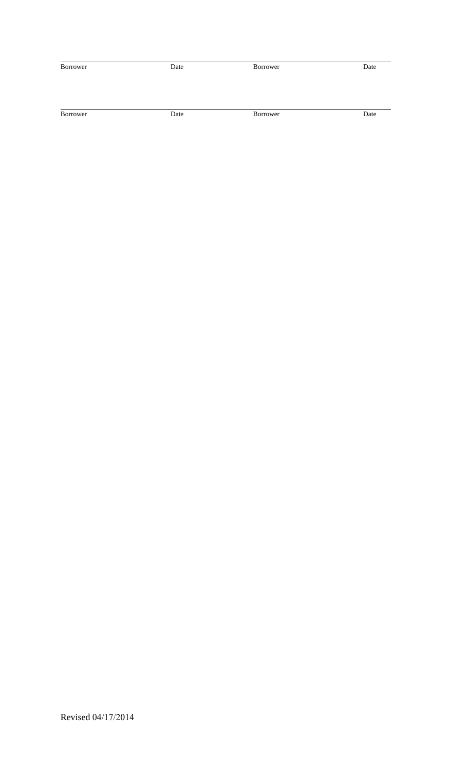| | | | |
|---|---|---|---|
| Borrower | Date | Borrower | Date |
| | | | |
| Borrower | Date | Borrower | Date |

Revised 04/17/2014